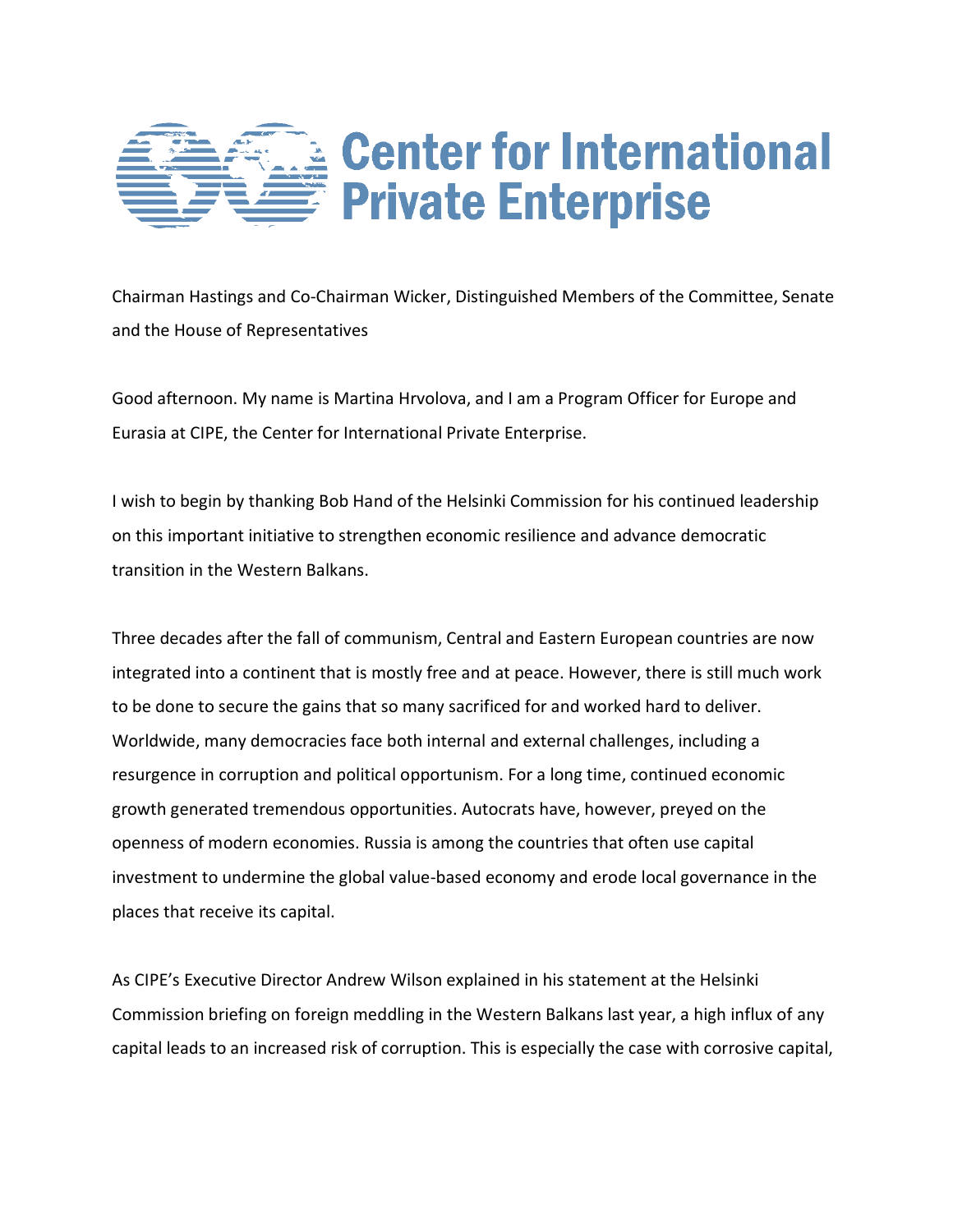# Center for International Private Enterprise

Chairman Hastings and Co-Chairman Wicker, Distinguished Members of the Committee, Senate and the House of Representatives

Good afternoon. My name is Martina Hrvolova, and I am a Program Officer for Europe and Eurasia at CIPE, the Center for International Private Enterprise.

I wish to begin by thanking Bob Hand of the Helsinki Commission for his continued leadership on this important initiative to strengthen economic resilience and advance democratic transition in the Western Balkans.

Three decades after the fall of communism, Central and Eastern European countries are now integrated into a continent that is mostly free and at peace. However, there is still much work to be done to secure the gains that so many sacrificed for and worked hard to deliver. Worldwide, many democracies face both internal and external challenges, including a resurgence in corruption and political opportunism. For a long time, continued economic growth generated tremendous opportunities. Autocrats have, however, preyed on the openness of modern economies. Russia is among the countries that often use capital investment to undermine the global value-based economy and erode local governance in the places that receive its capital.

As CIPE's Executive Director Andrew Wilson explained in his statement at the Helsinki Commission briefing on foreign meddling in the Western Balkans last year, a high influx of any capital leads to an increased risk of corruption. This is especially the case with corrosive capital,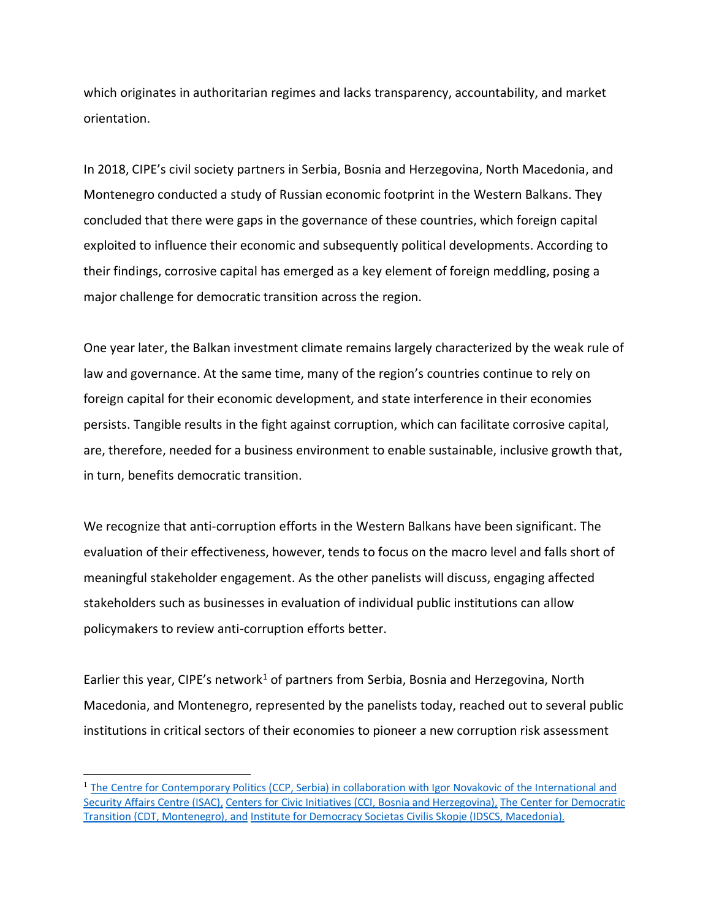which originates in authoritarian regimes and lacks transparency, accountability, and market orientation.

In 2018, CIPE's civil society partners in Serbia, Bosnia and Herzegovina, North Macedonia, and Montenegro conducted a study of Russian economic footprint in the Western Balkans. They concluded that there were gaps in the governance of these countries, which foreign capital exploited to influence their economic and subsequently political developments. According to their findings, corrosive capital has emerged as a key element of foreign meddling, posing a major challenge for democratic transition across the region.

One year later, the Balkan investment climate remains largely characterized by the weak rule of law and governance. At the same time, many of the region's countries continue to rely on foreign capital for their economic development, and state interference in their economies persists. Tangible results in the fight against corruption, which can facilitate corrosive capital, are, therefore, needed for a business environment to enable sustainable, inclusive growth that, in turn, benefits democratic transition.

We recognize that anti-corruption efforts in the Western Balkans have been significant. The evaluation of their effectiveness, however, tends to focus on the macro level and falls short of meaningful stakeholder engagement. As the other panelists will discuss, engaging affected stakeholders such as businesses in evaluation of individual public institutions can allow policymakers to review anti-corruption efforts better.

Earlier this year, CIPE's network[1] of partners from Serbia, Bosnia and Herzegovina, North Macedonia, and Montenegro, represented by the panelists today, reached out to several public institutions in critical sectors of their economies to pioneer a new corruption risk assessment

[1] The Centre for Contemporary Politics (CCP, Serbia) in collaboration with Igor Novakovic of the International and Security Affairs Centre (ISAC), Centers for Civic Initiatives (CCI, Bosnia and Herzegovina), The Center for Democratic Transition (CDT, Montenegro), and Institute for Democracy Societas Civilis Skopje (IDSCS, Macedonia).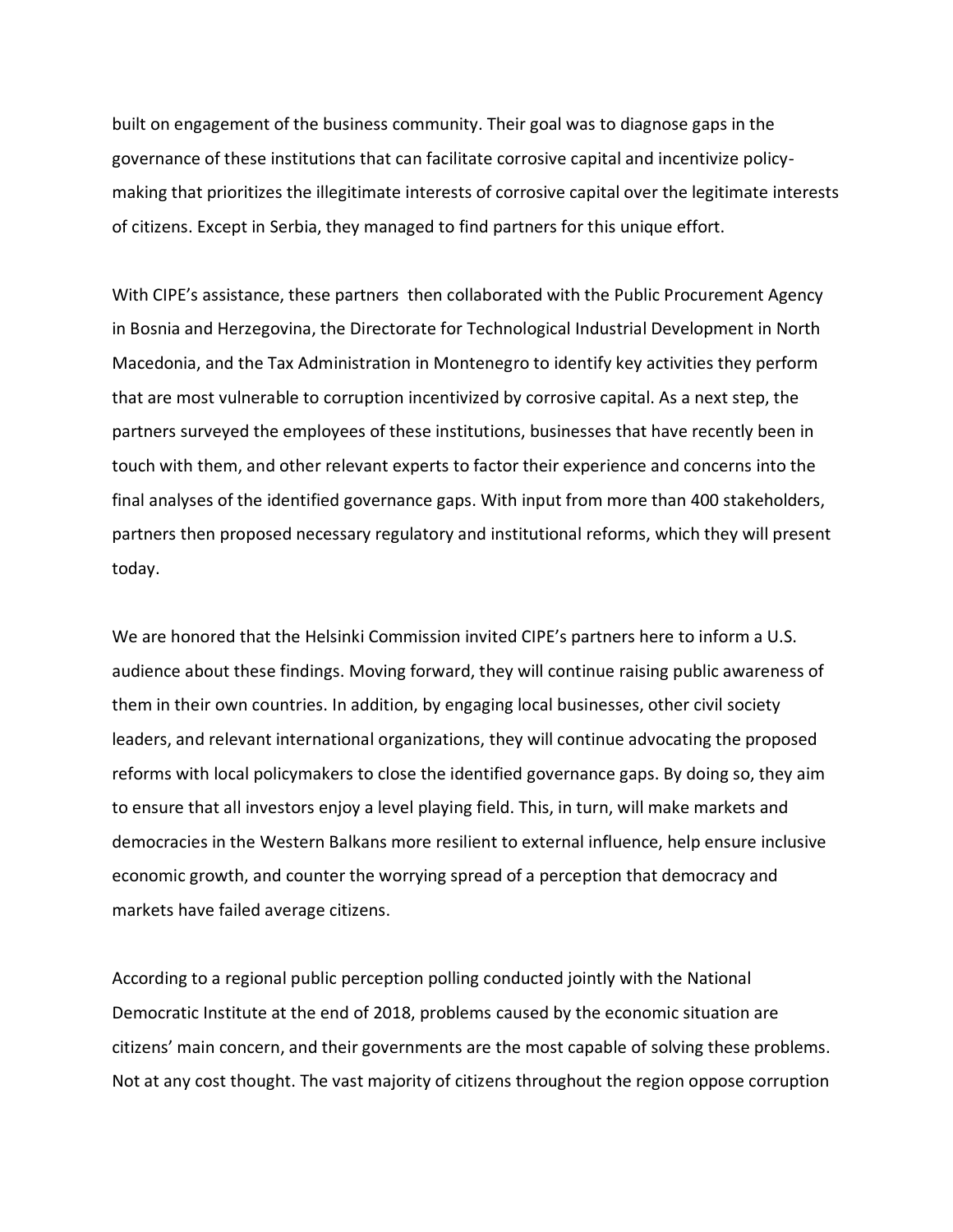built on engagement of the business community. Their goal was to diagnose gaps in the governance of these institutions that can facilitate corrosive capital and incentivize policy-making that prioritizes the illegitimate interests of corrosive capital over the legitimate interests of citizens. Except in Serbia, they managed to find partners for this unique effort.

With CIPE's assistance, these partners then collaborated with the Public Procurement Agency in Bosnia and Herzegovina, the Directorate for Technological Industrial Development in North Macedonia, and the Tax Administration in Montenegro to identify key activities they perform that are most vulnerable to corruption incentivized by corrosive capital. As a next step, the partners surveyed the employees of these institutions, businesses that have recently been in touch with them, and other relevant experts to factor their experience and concerns into the final analyses of the identified governance gaps. With input from more than 400 stakeholders, partners then proposed necessary regulatory and institutional reforms, which they will present today.

We are honored that the Helsinki Commission invited CIPE's partners here to inform a U.S. audience about these findings. Moving forward, they will continue raising public awareness of them in their own countries. In addition, by engaging local businesses, other civil society leaders, and relevant international organizations, they will continue advocating the proposed reforms with local policymakers to close the identified governance gaps. By doing so, they aim to ensure that all investors enjoy a level playing field. This, in turn, will make markets and democracies in the Western Balkans more resilient to external influence, help ensure inclusive economic growth, and counter the worrying spread of a perception that democracy and markets have failed average citizens.

According to a regional public perception polling conducted jointly with the National Democratic Institute at the end of 2018, problems caused by the economic situation are citizens' main concern, and their governments are the most capable of solving these problems. Not at any cost thought. The vast majority of citizens throughout the region oppose corruption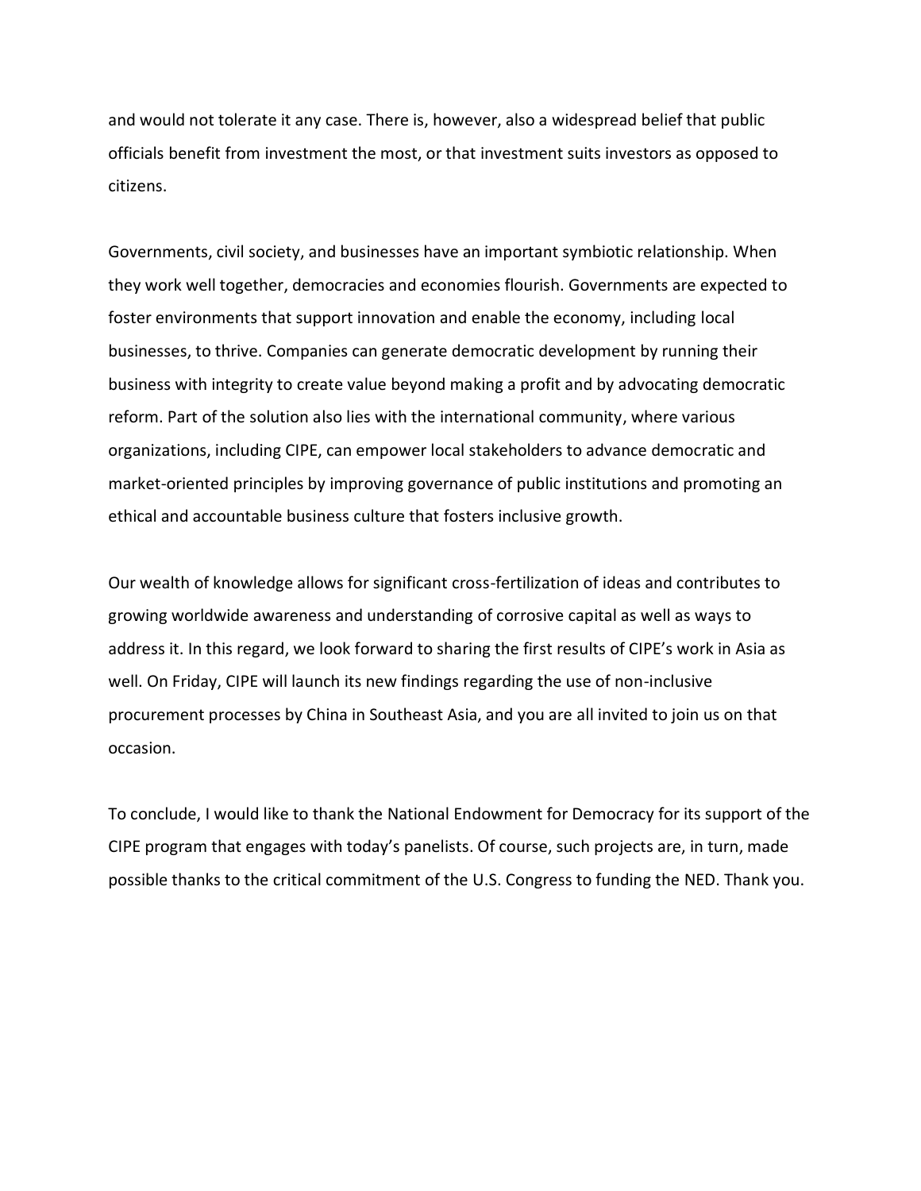and would not tolerate it any case. There is, however, also a widespread belief that public officials benefit from investment the most, or that investment suits investors as opposed to citizens.

Governments, civil society, and businesses have an important symbiotic relationship. When they work well together, democracies and economies flourish. Governments are expected to foster environments that support innovation and enable the economy, including local businesses, to thrive. Companies can generate democratic development by running their business with integrity to create value beyond making a profit and by advocating democratic reform. Part of the solution also lies with the international community, where various organizations, including CIPE, can empower local stakeholders to advance democratic and market-oriented principles by improving governance of public institutions and promoting an ethical and accountable business culture that fosters inclusive growth.

Our wealth of knowledge allows for significant cross-fertilization of ideas and contributes to growing worldwide awareness and understanding of corrosive capital as well as ways to address it. In this regard, we look forward to sharing the first results of CIPE's work in Asia as well. On Friday, CIPE will launch its new findings regarding the use of non-inclusive procurement processes by China in Southeast Asia, and you are all invited to join us on that occasion.

To conclude, I would like to thank the National Endowment for Democracy for its support of the CIPE program that engages with today's panelists. Of course, such projects are, in turn, made possible thanks to the critical commitment of the U.S. Congress to funding the NED. Thank you.